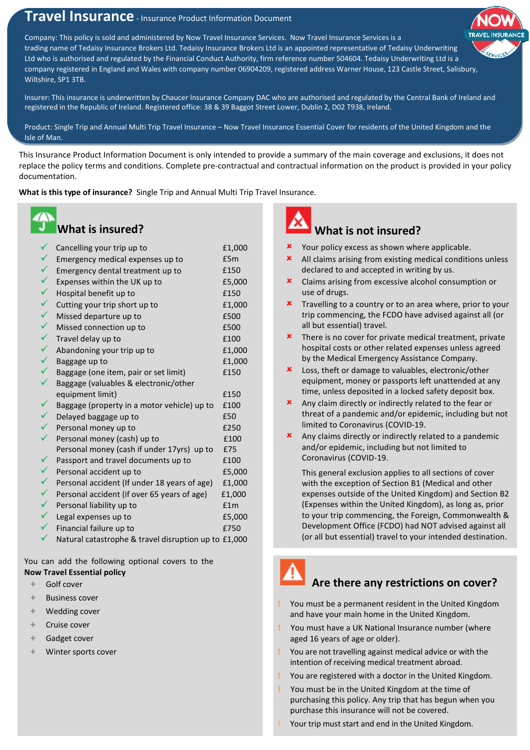# Travel Insurance - Insurance Product Information Document

Company: This policy is sold and administered by Now Travel Insurance Services. Now Travel Insurance Services is a trading name of Tedaisy Insurance Brokers Ltd. Tedaisy Insurance Brokers Ltd is an appointed representative of Tedaisy Underwriting Ltd who is authorised and regulated by the Financial Conduct Authority, firm reference number 504604. Tedaisy Underwriting Ltd is a company registered in England and Wales with company number 06904209, registered address Warner House, 123 Castle Street, Salisbury, Wiltshire, SP1 3TB.

Insurer: This insurance is underwritten by Chaucer Insurance Company DAC who are authorised and regulated by the Central Bank of Ireland and registered in the Republic of Ireland. Registered office: 38 & 39 Baggot Street Lower, Dublin 2, D02 T938, Ireland.

Product: Single Trip and Annual Multi Trip Travel Insurance – Now Travel Insurance Essential Cover for residents of the United Kingdom and the Isle of Man.

This Insurance Product Information Document is only intended to provide a summary of the main coverage and exclusions, it does not replace the policy terms and conditions. Complete pre-contractual and contractual information on the product is provided in your policy documentation.

**What is this type of insurance?** Single Trip and Annual Multi Trip Travel Insurance.

## What is insured?

| | |
|---|---|
| ✓ Cancelling your trip up to | £1,000 |
| ✓ Emergency medical expenses up to | £5m |
| ✓ Emergency dental treatment up to | £150 |
| ✓ Expenses within the UK up to | £5,000 |
| ✓ Hospital benefit up to | £150 |
| ✓ Cutting your trip short up to | £1,000 |
| ✓ Missed departure up to | £500 |
| ✓ Missed connection up to | £500 |
| ✓ Travel delay up to | £100 |
| ✓ Abandoning your trip up to | £1,000 |
| ✓ Baggage up to | £1,000 |
| ✓ Baggage (one item, pair or set limit) | £150 |
| ✓ Baggage (valuables & electronic/other equipment limit) | £150 |
| ✓ Baggage (property in a motor vehicle) up to | £100 |
| ✓ Delayed baggage up to | £50 |
| ✓ Personal money up to | £250 |
| ✓ Personal money (cash) up to | £100 |
| Personal money (cash if under 17yrs) up to | £75 |
| ✓ Passport and travel documents up to | £100 |
| ✓ Personal accident up to | £5,000 |
| ✓ Personal accident (If under 18 years of age) | £1,000 |
| ✓ Personal accident (if over 65 years of age) | £1,000 |
| ✓ Personal liability up to | £1m |
| ✓ Legal expenses up to | £5,000 |
| ✓ Financial failure up to | £750 |
| ✓ Natural catastrophe & travel disruption up to | £1,000 |

You can add the following optional covers to the **Now Travel Essential policy**

- + Golf cover
- + Business cover
- + Wedding cover
- + Cruise cover
- + Gadget cover
- + Winter sports cover

## What is not insured?

- ✗ Your policy excess as shown where applicable.
- ✗ All claims arising from existing medical conditions unless declared to and accepted in writing by us.
- ✗ Claims arising from excessive alcohol consumption or use of drugs.
- ✗ Travelling to a country or to an area where, prior to your trip commencing, the FCDO have advised against all (or all but essential) travel.
- ✗ There is no cover for private medical treatment, private hospital costs or other related expenses unless agreed by the Medical Emergency Assistance Company.
- ✗ Loss, theft or damage to valuables, electronic/other equipment, money or passports left unattended at any time, unless deposited in a locked safety deposit box.
- ✗ Any claim directly or indirectly related to the fear or threat of a pandemic and/or epidemic, including but not limited to Coronavirus (COVID-19.
- ✗ Any claims directly or indirectly related to a pandemic and/or epidemic, including but not limited to Coronavirus (COVID-19.

  This general exclusion applies to all sections of cover with the exception of Section B1 (Medical and other expenses outside of the United Kingdom) and Section B2 (Expenses within the United Kingdom), as long as, prior to your trip commencing, the Foreign, Commonwealth & Development Office (FCDO) had NOT advised against all (or all but essential) travel to your intended destination.

## Are there any restrictions on cover?

- ! You must be a permanent resident in the United Kingdom and have your main home in the United Kingdom.
- ! You must have a UK National Insurance number (where aged 16 years of age or older).
- ! You are not travelling against medical advice or with the intention of receiving medical treatment abroad.
- ! You are registered with a doctor in the United Kingdom.
- ! You must be in the United Kingdom at the time of purchasing this policy. Any trip that has begun when you purchase this insurance will not be covered.
- ! Your trip must start and end in the United Kingdom.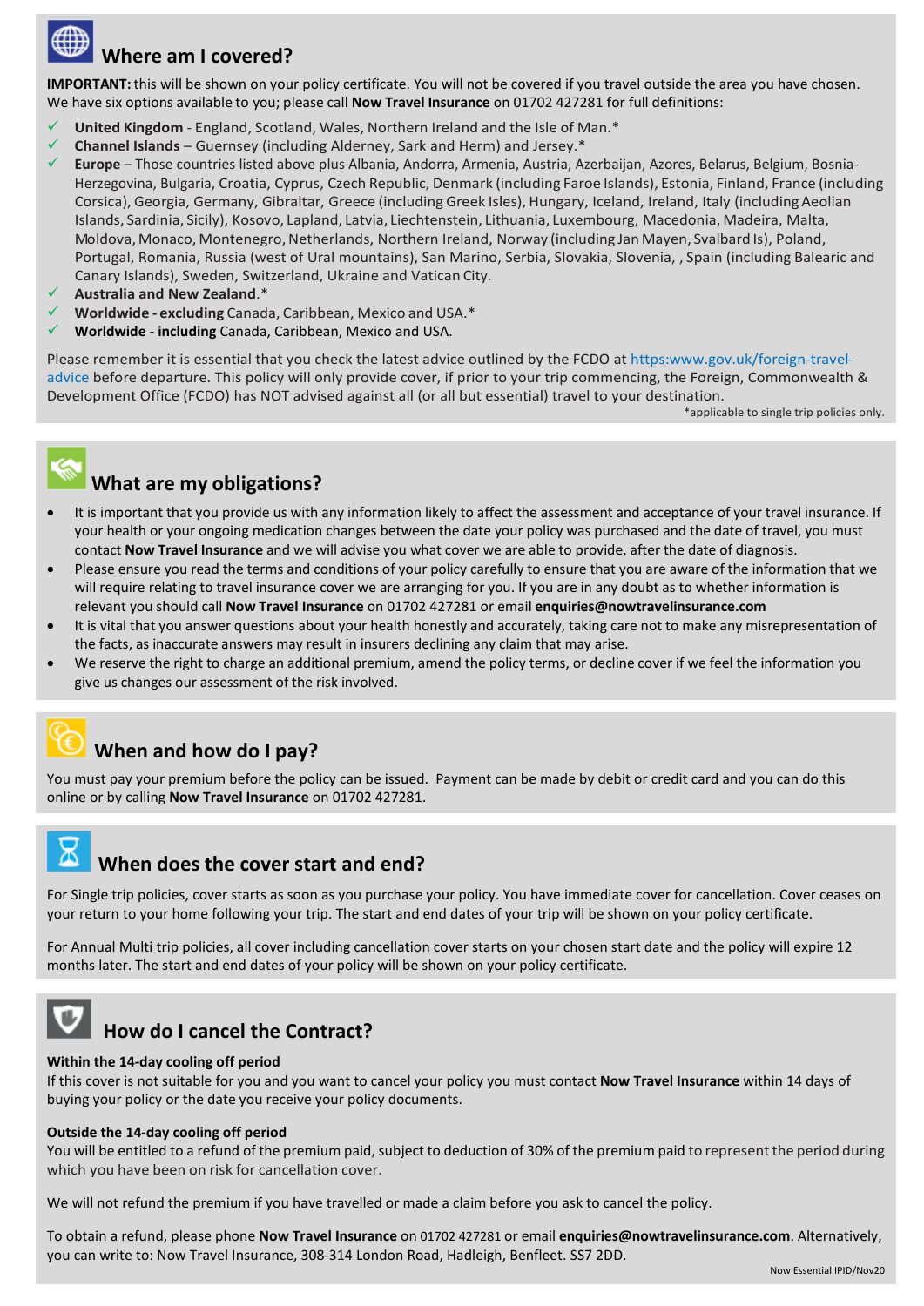## Where am I covered?

**IMPORTANT:** this will be shown on your policy certificate. You will not be covered if you travel outside the area you have chosen. We have six options available to you; please call **Now Travel Insurance** on 01702 427281 for full definitions:

- ✓ **United Kingdom** - England, Scotland, Wales, Northern Ireland and the Isle of Man.*
- ✓ **Channel Islands** – Guernsey (including Alderney, Sark and Herm) and Jersey.*
- ✓ **Europe** – Those countries listed above plus Albania, Andorra, Armenia, Austria, Azerbaijan, Azores, Belarus, Belgium, Bosnia-Herzegovina, Bulgaria, Croatia, Cyprus, Czech Republic, Denmark (including Faroe Islands), Estonia, Finland, France (including Corsica), Georgia, Germany, Gibraltar, Greece (including Greek Isles), Hungary, Iceland, Ireland, Italy (including Aeolian Islands, Sardinia, Sicily), Kosovo, Lapland, Latvia, Liechtenstein, Lithuania, Luxembourg, Macedonia, Madeira, Malta, Moldova, Monaco, Montenegro, Netherlands, Northern Ireland, Norway (including Jan Mayen, Svalbard Is), Poland, Portugal, Romania, Russia (west of Ural mountains), San Marino, Serbia, Slovakia, Slovenia, , Spain (including Balearic and Canary Islands), Sweden, Switzerland, Ukraine and Vatican City.
- ✓ **Australia and New Zealand**.*
- ✓ **Worldwide - excluding** Canada, Caribbean, Mexico and USA.*
- ✓ **Worldwide** - **including** Canada, Caribbean, Mexico and USA.

Please remember it is essential that you check the latest advice outlined by the FCDO at https:www.gov.uk/foreign-travel-advice before departure. This policy will only provide cover, if prior to your trip commencing, the Foreign, Commonwealth & Development Office (FCDO) has NOT advised against all (or all but essential) travel to your destination.

*applicable to single trip policies only.

## What are my obligations?

- It is important that you provide us with any information likely to affect the assessment and acceptance of your travel insurance. If your health or your ongoing medication changes between the date your policy was purchased and the date of travel, you must contact **Now Travel Insurance** and we will advise you what cover we are able to provide, after the date of diagnosis.
- Please ensure you read the terms and conditions of your policy carefully to ensure that you are aware of the information that we will require relating to travel insurance cover we are arranging for you. If you are in any doubt as to whether information is relevant you should call **Now Travel Insurance** on 01702 427281 or email **enquiries@nowtravelinsurance.com**
- It is vital that you answer questions about your health honestly and accurately, taking care not to make any misrepresentation of the facts, as inaccurate answers may result in insurers declining any claim that may arise.
- We reserve the right to charge an additional premium, amend the policy terms, or decline cover if we feel the information you give us changes our assessment of the risk involved.

## When and how do I pay?

You must pay your premium before the policy can be issued. Payment can be made by debit or credit card and you can do this online or by calling **Now Travel Insurance** on 01702 427281.

## When does the cover start and end?

For Single trip policies, cover starts as soon as you purchase your policy. You have immediate cover for cancellation. Cover ceases on your return to your home following your trip. The start and end dates of your trip will be shown on your policy certificate.

For Annual Multi trip policies, all cover including cancellation cover starts on your chosen start date and the policy will expire 12 months later. The start and end dates of your policy will be shown on your policy certificate.

## How do I cancel the Contract?

**Within the 14-day cooling off period**

If this cover is not suitable for you and you want to cancel your policy you must contact **Now Travel Insurance** within 14 days of buying your policy or the date you receive your policy documents.

**Outside the 14-day cooling off period**

You will be entitled to a refund of the premium paid, subject to deduction of 30% of the premium paid to represent the period during which you have been on risk for cancellation cover.

We will not refund the premium if you have travelled or made a claim before you ask to cancel the policy.

To obtain a refund, please phone **Now Travel Insurance** on 01702 427281 or email **enquiries@nowtravelinsurance.com**. Alternatively, you can write to: Now Travel Insurance, 308-314 London Road, Hadleigh, Benfleet. SS7 2DD.

Now Essential IPID/Nov20